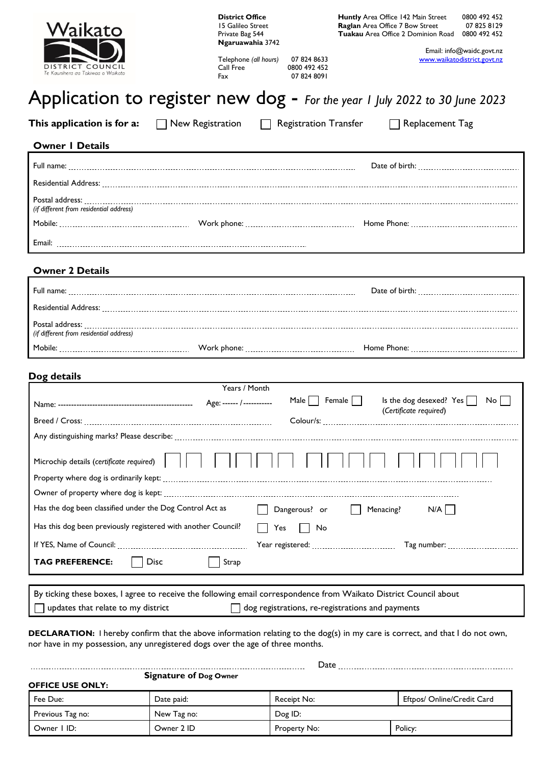Waikato District Council
Te Kaunihera aa Takiwaa o Waikato

**District Office**
15 Galileo Street
Private Bag 544
**Ngaruawahia** 3742

Telephone *(all hours)* 07 824 8633
Call Free 0800 492 452
Fax 07 824 8091

**Huntly** Area Office 142 Main Street 0800 492 452
**Raglan** Area Office 7 Bow Street 07 825 8129
**Tuakau** Area Office 2 Dominion Road 0800 492 452

Email: info@waidc.govt.nz
www.waikatodistrict.govt.nz

# Application to register new dog - *For the year 1 July 2022 to 30 June 2023*

**This application is for a:** ☐ New Registration ☐ Registration Transfer ☐ Replacement Tag

## Owner 1 Details

Full name: .................................................... Date of birth: ....................

Residential Address: ....................................................

Postal address: ....................................................
*(if different from residential address)*

Mobile: .................... Work phone: .................... Home Phone: ....................

Email: ....................................................

## Owner 2 Details

Full name: .................................................... Date of birth: ....................

Residential Address: ....................................................

Postal address: ....................................................
*(if different from residential address)*

Mobile: .................... Work phone: .................... Home Phone: ....................

## Dog details

Name: ------------------------------------------ Age: ------ / ----------- (Years / Month) Male ☐ Female ☐ Is the dog desexed? Yes ☐ No ☐ *(Certificate required)*

Breed / Cross: .................................... Colour/s: ....................................

Any distinguishing marks? Please describe: ....................................................

Microchip details *(certificate required)* ☐☐☐☐☐☐☐☐☐☐☐☐☐☐☐☐☐☐☐☐☐☐

Property where dog is ordinarily kept: ....................................................

Owner of property where dog is kept: ....................................................

Has the dog been classified under the Dog Control Act as ☐ Dangerous? or ☐ Menacing? N/A ☐

Has this dog been previously registered with another Council? ☐ Yes ☐ No

If YES, Name of Council: .................... Year registered: .................... Tag number: ....................

**TAG PREFERENCE:** ☐ Disc ☐ Strap

By ticking these boxes, I agree to receive the following email correspondence from Waikato District Council about
☐ updates that relate to my district ☐ dog registrations, re-registrations and payments

**DECLARATION:** I hereby confirm that the above information relating to the dog(s) in my care is correct, and that I do not own, nor have in my possession, any unregistered dogs over the age of three months.

.................................................... Date ....................
**Signature of Dog Owner**

**OFFICE USE ONLY:**

| Fee Due: | Date paid: | Receipt No: | Eftpos/ Online/Credit Card |
|---|---|---|---|
| Previous Tag no: | New Tag no: | Dog ID: | |
| Owner 1 ID: | Owner 2 ID | Property No: | Policy: |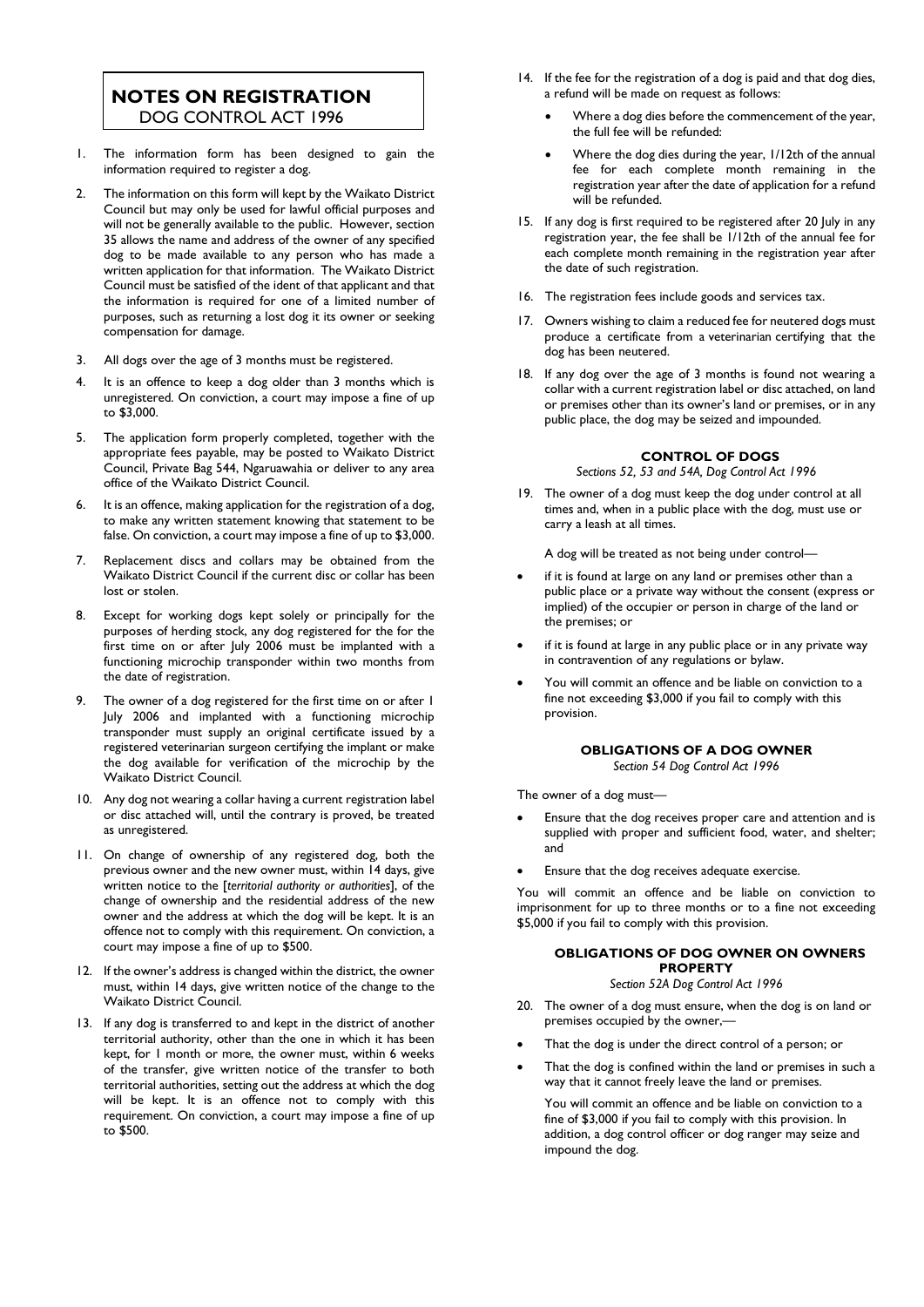# NOTES ON REGISTRATION
## DOG CONTROL ACT 1996

1. The information form has been designed to gain the information required to register a dog.
2. The information on this form will kept by the Waikato District Council but may only be used for lawful official purposes and will not be generally available to the public. However, section 35 allows the name and address of the owner of any specified dog to be made available to any person who has made a written application for that information. The Waikato District Council must be satisfied of the ident of that applicant and that the information is required for one of a limited number of purposes, such as returning a lost dog it its owner or seeking compensation for damage.
3. All dogs over the age of 3 months must be registered.
4. It is an offence to keep a dog older than 3 months which is unregistered. On conviction, a court may impose a fine of up to $3,000.
5. The application form properly completed, together with the appropriate fees payable, may be posted to Waikato District Council, Private Bag 544, Ngaruawahia or deliver to any area office of the Waikato District Council.
6. It is an offence, making application for the registration of a dog, to make any written statement knowing that statement to be false. On conviction, a court may impose a fine of up to $3,000.
7. Replacement discs and collars may be obtained from the Waikato District Council if the current disc or collar has been lost or stolen.
8. Except for working dogs kept solely or principally for the purposes of herding stock, any dog registered for the for the first time on or after July 2006 must be implanted with a functioning microchip transponder within two months from the date of registration.
9. The owner of a dog registered for the first time on or after 1 July 2006 and implanted with a functioning microchip transponder must supply an original certificate issued by a registered veterinarian surgeon certifying the implant or make the dog available for verification of the microchip by the Waikato District Council.
10. Any dog not wearing a collar having a current registration label or disc attached will, until the contrary is proved, be treated as unregistered.
11. On change of ownership of any registered dog, both the previous owner and the new owner must, within 14 days, give written notice to the [*territorial authority or authorities*], of the change of ownership and the residential address of the new owner and the address at which the dog will be kept. It is an offence not to comply with this requirement. On conviction, a court may impose a fine of up to $500.
12. If the owner's address is changed within the district, the owner must, within 14 days, give written notice of the change to the Waikato District Council.
13. If any dog is transferred to and kept in the district of another territorial authority, other than the one in which it has been kept, for 1 month or more, the owner must, within 6 weeks of the transfer, give written notice of the transfer to both territorial authorities, setting out the address at which the dog will be kept. It is an offence not to comply with this requirement. On conviction, a court may impose a fine of up to $500.
14. If the fee for the registration of a dog is paid and that dog dies, a refund will be made on request as follows:
    - Where a dog dies before the commencement of the year, the full fee will be refunded:
    - Where the dog dies during the year, 1/12th of the annual fee for each complete month remaining in the registration year after the date of application for a refund will be refunded.
15. If any dog is first required to be registered after 20 July in any registration year, the fee shall be 1/12th of the annual fee for each complete month remaining in the registration year after the date of such registration.
16. The registration fees include goods and services tax.
17. Owners wishing to claim a reduced fee for neutered dogs must produce a certificate from a veterinarian certifying that the dog has been neutered.
18. If any dog over the age of 3 months is found not wearing a collar with a current registration label or disc attached, on land or premises other than its owner's land or premises, or in any public place, the dog may be seized and impounded.

### CONTROL OF DOGS
*Sections 52, 53 and 54A, Dog Control Act 1996*

19. The owner of a dog must keep the dog under control at all times and, when in a public place with the dog, must use or carry a leash at all times.

    A dog will be treated as not being under control—

- if it is found at large on any land or premises other than a public place or a private way without the consent (express or implied) of the occupier or person in charge of the land or the premises; or
- if it is found at large in any public place or in any private way in contravention of any regulations or bylaw.
- You will commit an offence and be liable on conviction to a fine not exceeding $3,000 if you fail to comply with this provision.

### OBLIGATIONS OF A DOG OWNER
*Section 54 Dog Control Act 1996*

The owner of a dog must—

- Ensure that the dog receives proper care and attention and is supplied with proper and sufficient food, water, and shelter; and
- Ensure that the dog receives adequate exercise.

You will commit an offence and be liable on conviction to imprisonment for up to three months or to a fine not exceeding $5,000 if you fail to comply with this provision.

### OBLIGATIONS OF DOG OWNER ON OWNERS PROPERTY
*Section 52A Dog Control Act 1996*

20. The owner of a dog must ensure, when the dog is on land or premises occupied by the owner,—

- That the dog is under the direct control of a person; or
- That the dog is confined within the land or premises in such a way that it cannot freely leave the land or premises.

  You will commit an offence and be liable on conviction to a fine of $3,000 if you fail to comply with this provision. In addition, a dog control officer or dog ranger may seize and impound the dog.